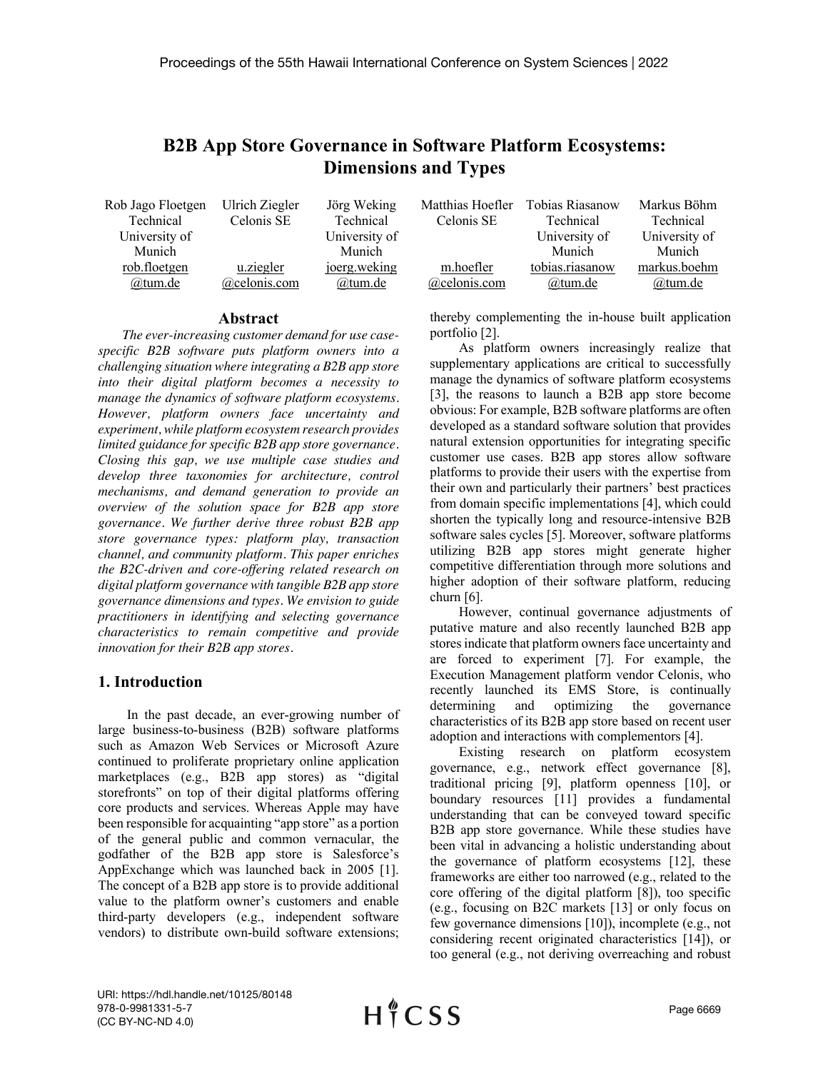# B2B App Store Governance in Software Platform Ecosystems: Dimensions and Types

| Rob Jago Floetgen | Ulrich Ziegler | Jörg Weking | Matthias Hoefler | Tobias Riasanow | Markus Böhm |
|---|---|---|---|---|---|
| Technical University of Munich | Celonis SE | Technical University of Munich | Celonis SE | Technical University of Munich | Technical University of Munich |
| rob.floetgen@tum.de | u.ziegler@celonis.com | joerg.weking@tum.de | m.hoefler@celonis.com | tobias.riasanow@tum.de | markus.boehm@tum.de |

## Abstract

*The ever-increasing customer demand for use case-specific B2B software puts platform owners into a challenging situation where integrating a B2B app store into their digital platform becomes a necessity to manage the dynamics of software platform ecosystems. However, platform owners face uncertainty and experiment, while platform ecosystem research provides limited guidance for specific B2B app store governance. Closing this gap, we use multiple case studies and develop three taxonomies for architecture, control mechanisms, and demand generation to provide an overview of the solution space for B2B app store governance. We further derive three robust B2B app store governance types: platform play, transaction channel, and community platform. This paper enriches the B2C-driven and core-offering related research on digital platform governance with tangible B2B app store governance dimensions and types. We envision to guide practitioners in identifying and selecting governance characteristics to remain competitive and provide innovation for their B2B app stores.*

## 1. Introduction

In the past decade, an ever-growing number of large business-to-business (B2B) software platforms such as Amazon Web Services or Microsoft Azure continued to proliferate proprietary online application marketplaces (e.g., B2B app stores) as "digital storefronts" on top of their digital platforms offering core products and services. Whereas Apple may have been responsible for acquainting "app store" as a portion of the general public and common vernacular, the godfather of the B2B app store is Salesforce's AppExchange which was launched back in 2005 [1]. The concept of a B2B app store is to provide additional value to the platform owner's customers and enable third-party developers (e.g., independent software vendors) to distribute own-build software extensions; thereby complementing the in-house built application portfolio [2].

As platform owners increasingly realize that supplementary applications are critical to successfully manage the dynamics of software platform ecosystems [3], the reasons to launch a B2B app store become obvious: For example, B2B software platforms are often developed as a standard software solution that provides natural extension opportunities for integrating specific customer use cases. B2B app stores allow software platforms to provide their users with the expertise from their own and particularly their partners' best practices from domain specific implementations [4], which could shorten the typically long and resource-intensive B2B software sales cycles [5]. Moreover, software platforms utilizing B2B app stores might generate higher competitive differentiation through more solutions and higher adoption of their software platform, reducing churn [6].

However, continual governance adjustments of putative mature and also recently launched B2B app stores indicate that platform owners face uncertainty and are forced to experiment [7]. For example, the Execution Management platform vendor Celonis, who recently launched its EMS Store, is continually determining and optimizing the governance characteristics of its B2B app store based on recent user adoption and interactions with complementors [4].

Existing research on platform ecosystem governance, e.g., network effect governance [8], traditional pricing [9], platform openness [10], or boundary resources [11] provides a fundamental understanding that can be conveyed toward specific B2B app store governance. While these studies have been vital in advancing a holistic understanding about the governance of platform ecosystems [12], these frameworks are either too narrowed (e.g., related to the core offering of the digital platform [8]), too specific (e.g., focusing on B2C markets [13] or only focus on few governance dimensions [10]), incomplete (e.g., not considering recent originated characteristics [14]), or too general (e.g., not deriving overreaching and robust

URI: https://hdl.handle.net/10125/80148
978-0-9981331-5-7
(CC BY-NC-ND 4.0)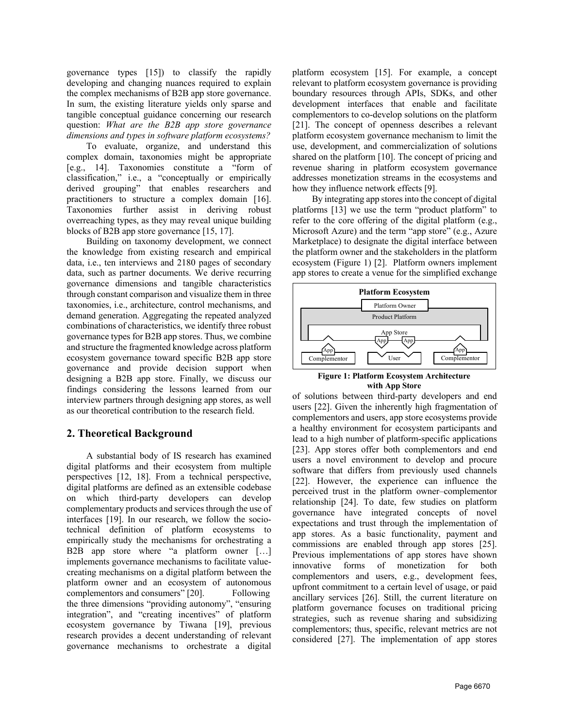governance types [15]) to classify the rapidly developing and changing nuances required to explain the complex mechanisms of B2B app store governance. In sum, the existing literature yields only sparse and tangible conceptual guidance concerning our research question: *What are the B2B app store governance dimensions and types in software platform ecosystems?*

To evaluate, organize, and understand this complex domain, taxonomies might be appropriate [e.g., 14]. Taxonomies constitute a "form of classification," i.e., a "conceptually or empirically derived grouping" that enables researchers and practitioners to structure a complex domain [16]. Taxonomies further assist in deriving robust overreaching types, as they may reveal unique building blocks of B2B app store governance [15, 17].

Building on taxonomy development, we connect the knowledge from existing research and empirical data, i.e., ten interviews and 2180 pages of secondary data, such as partner documents. We derive recurring governance dimensions and tangible characteristics through constant comparison and visualize them in three taxonomies, i.e., architecture, control mechanisms, and demand generation. Aggregating the repeated analyzed combinations of characteristics, we identify three robust governance types for B2B app stores. Thus, we combine and structure the fragmented knowledge across platform ecosystem governance toward specific B2B app store governance and provide decision support when designing a B2B app store. Finally, we discuss our findings considering the lessons learned from our interview partners through designing app stores, as well as our theoretical contribution to the research field.

## 2. Theoretical Background

A substantial body of IS research has examined digital platforms and their ecosystem from multiple perspectives [12, 18]. From a technical perspective, digital platforms are defined as an extensible codebase on which third-party developers can develop complementary products and services through the use of interfaces [19]. In our research, we follow the socio-technical definition of platform ecosystems to empirically study the mechanisms for orchestrating a B2B app store where "a platform owner […] implements governance mechanisms to facilitate value-creating mechanisms on a digital platform between the platform owner and an ecosystem of autonomous complementors and consumers" [20]. Following the three dimensions "providing autonomy", "ensuring integration", and "creating incentives" of platform ecosystem governance by Tiwana [19], previous research provides a decent understanding of relevant governance mechanisms to orchestrate a digital platform ecosystem [15]. For example, a concept relevant to platform ecosystem governance is providing boundary resources through APIs, SDKs, and other development interfaces that enable and facilitate complementors to co-develop solutions on the platform [21]. The concept of openness describes a relevant platform ecosystem governance mechanism to limit the use, development, and commercialization of solutions shared on the platform [10]. The concept of pricing and revenue sharing in platform ecosystem governance addresses monetization streams in the ecosystems and how they influence network effects [9].

By integrating app stores into the concept of digital platforms [13] we use the term "product platform" to refer to the core offering of the digital platform (e.g., Microsoft Azure) and the term "app store" (e.g., Azure Marketplace) to designate the digital interface between the platform owner and the stakeholders in the platform ecosystem (Figure 1) [2]. Platform owners implement app stores to create a venue for the simplified exchange

**Figure 1: Platform Ecosystem Architecture with App Store**

of solutions between third-party developers and end users [22]. Given the inherently high fragmentation of complementors and users, app store ecosystems provide a healthy environment for ecosystem participants and lead to a high number of platform-specific applications [23]. App stores offer both complementors and end users a novel environment to develop and procure software that differs from previously used channels [22]. However, the experience can influence the perceived trust in the platform owner–complementor relationship [24]. To date, few studies on platform governance have integrated concepts of novel expectations and trust through the implementation of app stores. As a basic functionality, payment and commissions are enabled through app stores [25]. Previous implementations of app stores have shown innovative forms of monetization for both complementors and users, e.g., development fees, upfront commitment to a certain level of usage, or paid ancillary services [26]. Still, the current literature on platform governance focuses on traditional pricing strategies, such as revenue sharing and subsidizing complementors; thus, specific, relevant metrics are not considered [27]. The implementation of app stores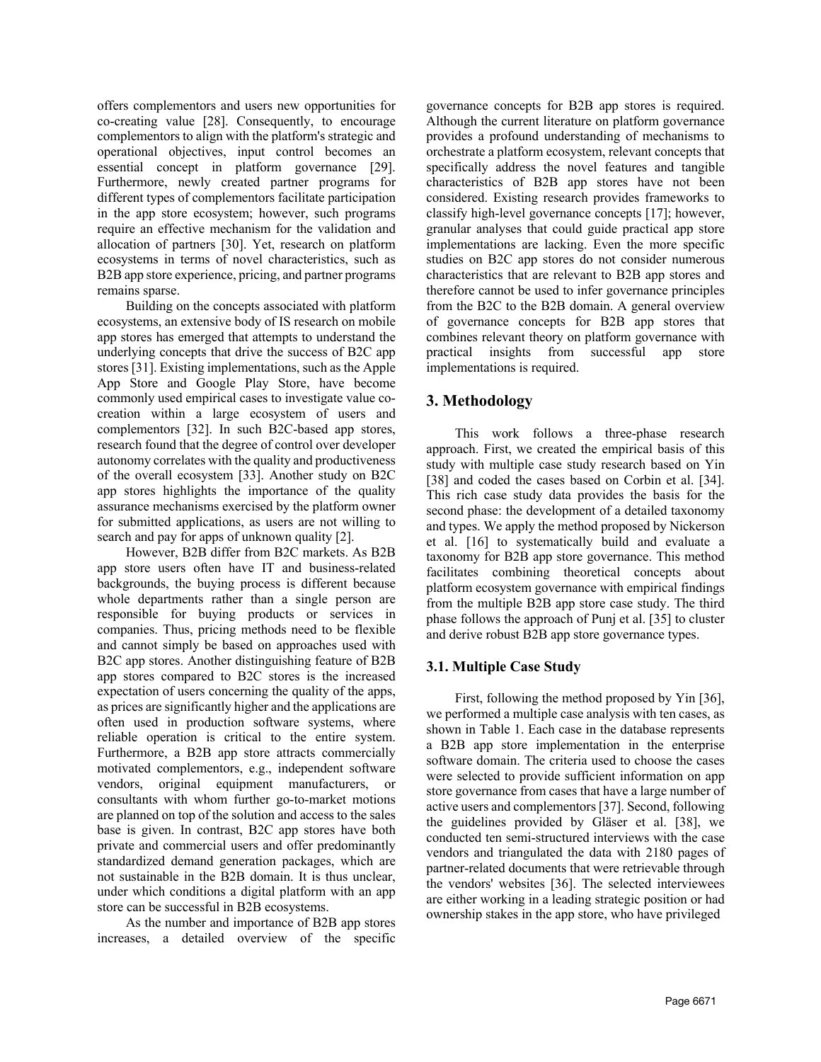offers complementors and users new opportunities for co-creating value [28]. Consequently, to encourage complementors to align with the platform's strategic and operational objectives, input control becomes an essential concept in platform governance [29]. Furthermore, newly created partner programs for different types of complementors facilitate participation in the app store ecosystem; however, such programs require an effective mechanism for the validation and allocation of partners [30]. Yet, research on platform ecosystems in terms of novel characteristics, such as B2B app store experience, pricing, and partner programs remains sparse.

Building on the concepts associated with platform ecosystems, an extensive body of IS research on mobile app stores has emerged that attempts to understand the underlying concepts that drive the success of B2C app stores [31]. Existing implementations, such as the Apple App Store and Google Play Store, have become commonly used empirical cases to investigate value co-creation within a large ecosystem of users and complementors [32]. In such B2C-based app stores, research found that the degree of control over developer autonomy correlates with the quality and productiveness of the overall ecosystem [33]. Another study on B2C app stores highlights the importance of the quality assurance mechanisms exercised by the platform owner for submitted applications, as users are not willing to search and pay for apps of unknown quality [2].

However, B2B differ from B2C markets. As B2B app store users often have IT and business-related backgrounds, the buying process is different because whole departments rather than a single person are responsible for buying products or services in companies. Thus, pricing methods need to be flexible and cannot simply be based on approaches used with B2C app stores. Another distinguishing feature of B2B app stores compared to B2C stores is the increased expectation of users concerning the quality of the apps, as prices are significantly higher and the applications are often used in production software systems, where reliable operation is critical to the entire system. Furthermore, a B2B app store attracts commercially motivated complementors, e.g., independent software vendors, original equipment manufacturers, or consultants with whom further go-to-market motions are planned on top of the solution and access to the sales base is given. In contrast, B2C app stores have both private and commercial users and offer predominantly standardized demand generation packages, which are not sustainable in the B2B domain. It is thus unclear, under which conditions a digital platform with an app store can be successful in B2B ecosystems.

As the number and importance of B2B app stores increases, a detailed overview of the specific governance concepts for B2B app stores is required. Although the current literature on platform governance provides a profound understanding of mechanisms to orchestrate a platform ecosystem, relevant concepts that specifically address the novel features and tangible characteristics of B2B app stores have not been considered. Existing research provides frameworks to classify high-level governance concepts [17]; however, granular analyses that could guide practical app store implementations are lacking. Even the more specific studies on B2C app stores do not consider numerous characteristics that are relevant to B2B app stores and therefore cannot be used to infer governance principles from the B2C to the B2B domain. A general overview of governance concepts for B2B app stores that combines relevant theory on platform governance with practical insights from successful app store implementations is required.

## 3. Methodology

This work follows a three-phase research approach. First, we created the empirical basis of this study with multiple case study research based on Yin [38] and coded the cases based on Corbin et al. [34]. This rich case study data provides the basis for the second phase: the development of a detailed taxonomy and types. We apply the method proposed by Nickerson et al. [16] to systematically build and evaluate a taxonomy for B2B app store governance. This method facilitates combining theoretical concepts about platform ecosystem governance with empirical findings from the multiple B2B app store case study. The third phase follows the approach of Punj et al. [35] to cluster and derive robust B2B app store governance types.

### 3.1. Multiple Case Study

First, following the method proposed by Yin [36], we performed a multiple case analysis with ten cases, as shown in Table 1. Each case in the database represents a B2B app store implementation in the enterprise software domain. The criteria used to choose the cases were selected to provide sufficient information on app store governance from cases that have a large number of active users and complementors [37]. Second, following the guidelines provided by Gläser et al. [38], we conducted ten semi-structured interviews with the case vendors and triangulated the data with 2180 pages of partner-related documents that were retrievable through the vendors' websites [36]. The selected interviewees are either working in a leading strategic position or had ownership stakes in the app store, who have privileged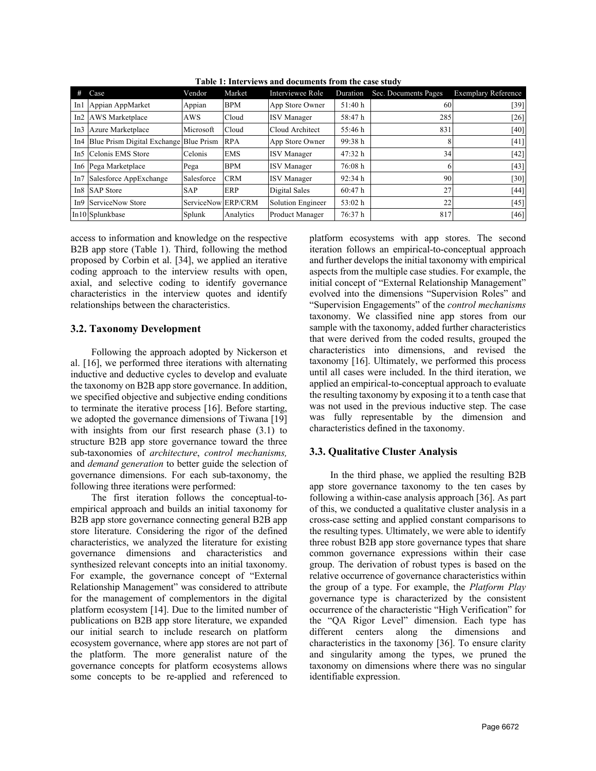**Table 1: Interviews and documents from the case study**

| # | Case | Vendor | Market | Interviewee Role | Duration | Sec. Documents Pages | Exemplary Reference |
|---|---|---|---|---|---|---|---|
| In1 | Appian AppMarket | Appian | BPM | App Store Owner | 51:40 h | 60 | [39] |
| In2 | AWS Marketplace | AWS | Cloud | ISV Manager | 58:47 h | 285 | [26] |
| In3 | Azure Marketplace | Microsoft | Cloud | Cloud Architect | 55:46 h | 831 | [40] |
| In4 | Blue Prism Digital Exchange | Blue Prism | RPA | App Store Owner | 99:38 h | 8 | [41] |
| In5 | Celonis EMS Store | Celonis | EMS | ISV Manager | 47:32 h | 34 | [42] |
| In6 | Pega Marketplace | Pega | BPM | ISV Manager | 76:08 h | 6 | [43] |
| In7 | Salesforce AppExchange | Salesforce | CRM | ISV Manager | 92:34 h | 90 | [30] |
| In8 | SAP Store | SAP | ERP | Digital Sales | 60:47 h | 27 | [44] |
| In9 | ServiceNow Store | ServiceNow | ERP/CRM | Solution Engineer | 53:02 h | 22 | [45] |
| In10 | Splunkbase | Splunk | Analytics | Product Manager | 76:37 h | 817 | [46] |

access to information and knowledge on the respective B2B app store (Table 1). Third, following the method proposed by Corbin et al. [34], we applied an iterative coding approach to the interview results with open, axial, and selective coding to identify governance characteristics in the interview quotes and identify relationships between the characteristics.

### 3.2. Taxonomy Development

Following the approach adopted by Nickerson et al. [16], we performed three iterations with alternating inductive and deductive cycles to develop and evaluate the taxonomy on B2B app store governance. In addition, we specified objective and subjective ending conditions to terminate the iterative process [16]. Before starting, we adopted the governance dimensions of Tiwana [19] with insights from our first research phase (3.1) to structure B2B app store governance toward the three sub-taxonomies of *architecture*, *control mechanisms,* and *demand generation* to better guide the selection of governance dimensions. For each sub-taxonomy, the following three iterations were performed:

The first iteration follows the conceptual-to-empirical approach and builds an initial taxonomy for B2B app store governance connecting general B2B app store literature. Considering the rigor of the defined characteristics, we analyzed the literature for existing governance dimensions and characteristics and synthesized relevant concepts into an initial taxonomy. For example, the governance concept of "External Relationship Management" was considered to attribute for the management of complementors in the digital platform ecosystem [14]. Due to the limited number of publications on B2B app store literature, we expanded our initial search to include research on platform ecosystem governance, where app stores are not part of the platform. The more generalist nature of the governance concepts for platform ecosystems allows some concepts to be re-applied and referenced to platform ecosystems with app stores. The second iteration follows an empirical-to-conceptual approach and further develops the initial taxonomy with empirical aspects from the multiple case studies. For example, the initial concept of "External Relationship Management" evolved into the dimensions "Supervision Roles" and "Supervision Engagements" of the *control mechanisms* taxonomy. We classified nine app stores from our sample with the taxonomy, added further characteristics that were derived from the coded results, grouped the characteristics into dimensions, and revised the taxonomy [16]. Ultimately, we performed this process until all cases were included. In the third iteration, we applied an empirical-to-conceptual approach to evaluate the resulting taxonomy by exposing it to a tenth case that was not used in the previous inductive step. The case was fully representable by the dimension and characteristics defined in the taxonomy.

### 3.3. Qualitative Cluster Analysis

In the third phase, we applied the resulting B2B app store governance taxonomy to the ten cases by following a within-case analysis approach [36]. As part of this, we conducted a qualitative cluster analysis in a cross-case setting and applied constant comparisons to the resulting types. Ultimately, we were able to identify three robust B2B app store governance types that share common governance expressions within their case group. The derivation of robust types is based on the relative occurrence of governance characteristics within the group of a type. For example, the *Platform Play* governance type is characterized by the consistent occurrence of the characteristic "High Verification" for the "QA Rigor Level" dimension. Each type has different centers along the dimensions and characteristics in the taxonomy [36]. To ensure clarity and singularity among the types, we pruned the taxonomy on dimensions where there was no singular identifiable expression.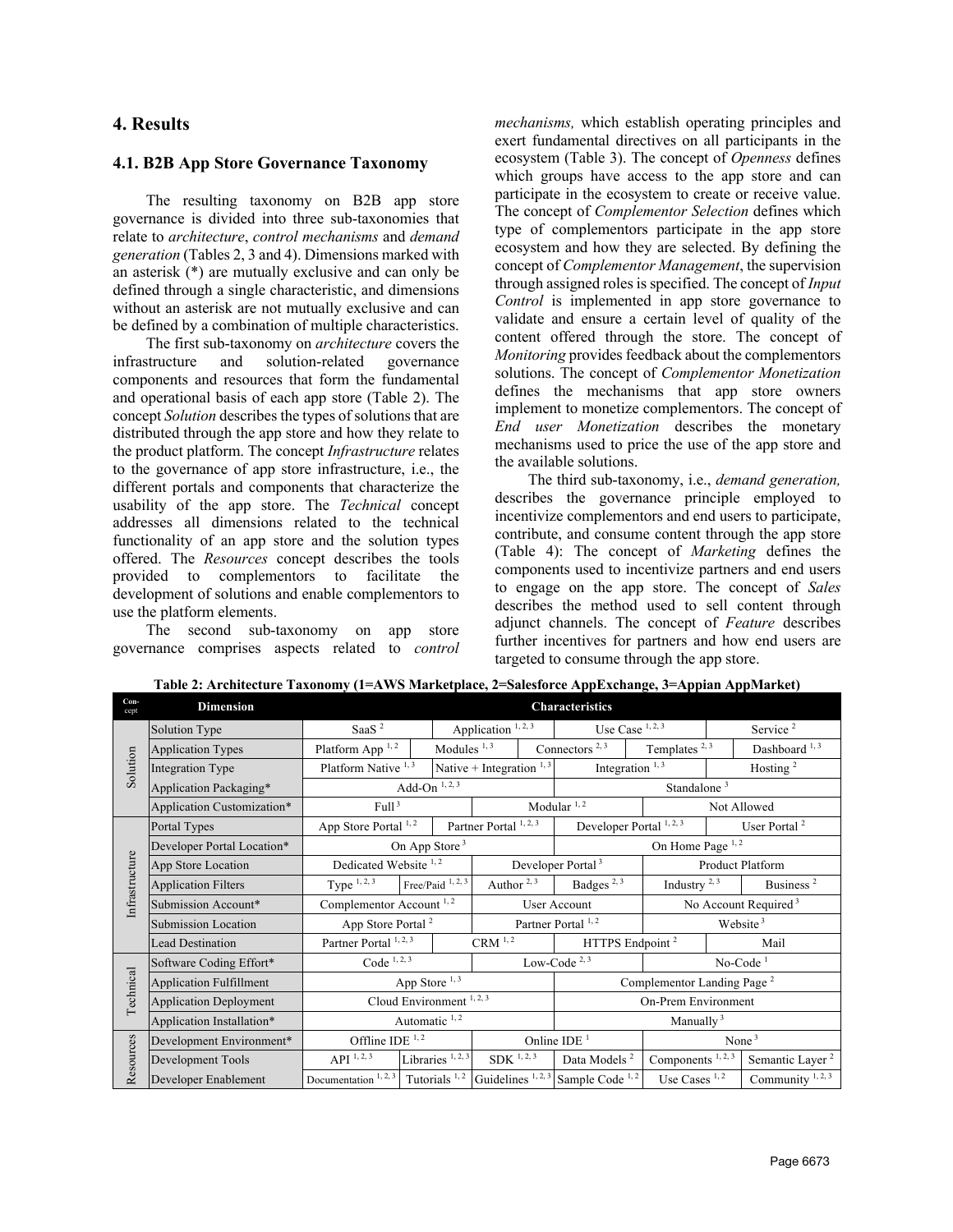## 4. Results

### 4.1. B2B App Store Governance Taxonomy

The resulting taxonomy on B2B app store governance is divided into three sub-taxonomies that relate to *architecture*, *control mechanisms* and *demand generation* (Tables 2, 3 and 4). Dimensions marked with an asterisk (*) are mutually exclusive and can only be defined through a single characteristic, and dimensions without an asterisk are not mutually exclusive and can be defined by a combination of multiple characteristics.

The first sub-taxonomy on *architecture* covers the infrastructure and solution-related governance components and resources that form the fundamental and operational basis of each app store (Table 2). The concept *Solution* describes the types of solutions that are distributed through the app store and how they relate to the product platform. The concept *Infrastructure* relates to the governance of app store infrastructure, i.e., the different portals and components that characterize the usability of the app store. The *Technical* concept addresses all dimensions related to the technical functionality of an app store and the solution types offered. The *Resources* concept describes the tools provided to complementors to facilitate the development of solutions and enable complementors to use the platform elements.

The second sub-taxonomy on app store governance comprises aspects related to *control mechanisms,* which establish operating principles and exert fundamental directives on all participants in the ecosystem (Table 3). The concept of *Openness* defines which groups have access to the app store and can participate in the ecosystem to create or receive value. The concept of *Complementor Selection* defines which type of complementors participate in the app store ecosystem and how they are selected. By defining the concept of *Complementor Management*, the supervision through assigned roles is specified. The concept of *Input Control* is implemented in app store governance to validate and ensure a certain level of quality of the content offered through the store. The concept of *Monitoring* provides feedback about the complementors solutions. The concept of *Complementor Monetization* defines the mechanisms that app store owners implement to monetize complementors. The concept of *End user Monetization* describes the monetary mechanisms used to price the use of the app store and the available solutions.

The third sub-taxonomy, i.e., *demand generation,* describes the governance principle employed to incentivize complementors and end users to participate, contribute, and consume content through the app store (Table 4): The concept of *Marketing* defines the components used to incentivize partners and end users to engage on the app store. The concept of *Sales* describes the method used to sell content through adjunct channels. The concept of *Feature* describes further incentives for partners and how end users are targeted to consume through the app store.

**Table 2: Architecture Taxonomy (1=AWS Marketplace, 2=Salesforce AppExchange, 3=Appian AppMarket)**

| Concept | Dimension | Characteristics | | | | | |
|---|---|---|---|---|---|---|---|
| Solution | Solution Type | SaaS [2] | Application [1,2,3] | Use Case [1,2,3] | Service [2] | | |
| | Application Types | Platform App [1,2] | Modules [1,3] | Connectors [2,3] | Templates [2,3] | Dashboard [1,3] | |
| | Integration Type | Platform Native [1,3] | Native + Integration [1,3] | Integration [1,3] | Hosting [2] | | |
| | Application Packaging* | Add-On [1,2,3] | Standalone [3] | | | | |
| | Application Customization* | Full [3] | Modular [1,2] | Not Allowed | | | |
| Infrastructure | Portal Types | App Store Portal [1,2] | Partner Portal [1,2,3] | Developer Portal [1,2,3] | User Portal [2] | | |
| | Developer Portal Location* | On App Store [3] | On Home Page [1,2] | | | | |
| | App Store Location | Dedicated Website [1,2] | Developer Portal [3] | Product Platform | | | |
| | Application Filters | Type [1,2,3] | Free/Paid [1,2,3] | Author [2,3] | Badges [2,3] | Industry [2,3] | Business [2] |
| | Submission Account* | Complementor Account [1,2] | User Account | No Account Required [3] | | | |
| | Submission Location | App Store Portal [2] | Partner Portal [1,2] | Website [3] | | | |
| | Lead Destination | Partner Portal [1,2,3] | CRM [1,2] | HTTPS Endpoint [2] | Mail | | |
| Technical | Software Coding Effort* | Code [1,2,3] | Low-Code [2,3] | No-Code [1] | | | |
| | Application Fulfillment | App Store [1,3] | Complementor Landing Page [2] | | | | |
| | Application Deployment | Cloud Environment [1,2,3] | On-Prem Environment | | | | |
| | Application Installation* | Automatic [1,2] | Manually [3] | | | | |
| Resources | Development Environment* | Offline IDE [1,2] | Online IDE [1] | None [3] | | | |
| | Development Tools | API [1,2,3] | Libraries [1,2,3] | SDK [1,2,3] | Data Models [2] | Components [1,2,3] | Semantic Layer [2] |
| | Developer Enablement | Documentation [1,2,3] | Tutorials [1,2] | Guidelines [1,2,3] | Sample Code [1,2] | Use Cases [1,2] | Community [1,2,3] |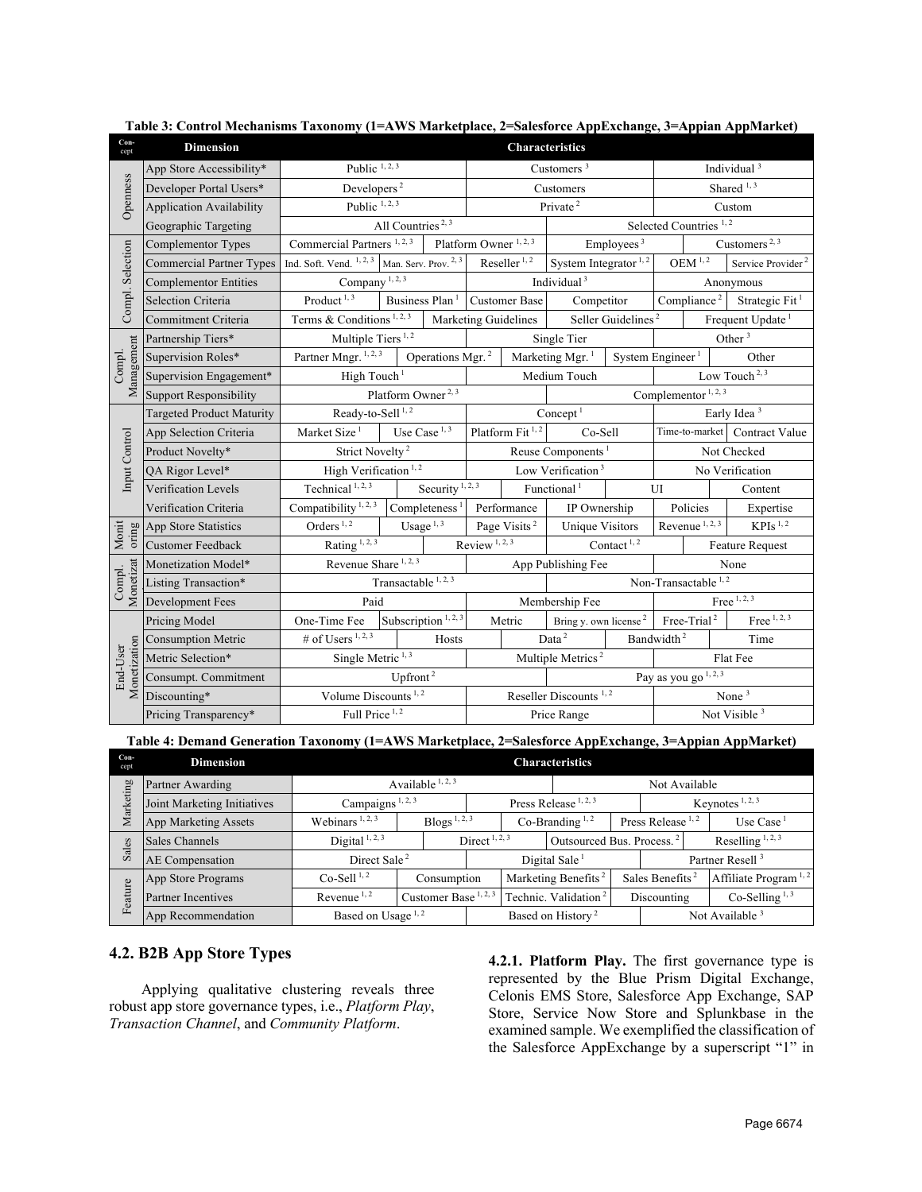**Table 3: Control Mechanisms Taxonomy (1=AWS Marketplace, 2=Salesforce AppExchange, 3=Appian AppMarket)**

| Concept | Dimension | Characteristics | | | | | |
|---|---|---|---|---|---|---|---|
| Openness | App Store Accessibility* | Public [1, 2, 3] | Customers [3] | Individual [3] | | | |
| | Developer Portal Users* | Developers [2] | Customers | Shared [1, 3] | | | |
| | Application Availability | Public [1, 2, 3] | Private [2] | Custom | | | |
| | Geographic Targeting | All Countries [2, 3] | Selected Countries [1, 2] | | | | |
| Compl. Selection | Complementor Types | Commercial Partners [1, 2, 3] | Platform Owner [1, 2, 3] | Employees [3] | Customers [2, 3] | | |
| | Commercial Partner Types | Ind. Soft. Vend. [1, 2, 3] | Man. Serv. Prov. [2, 3] | Reseller [1, 2] | System Integrator [1, 2] | OEM [1, 2] | Service Provider [2] |
| | Complementor Entities | Company [1, 2, 3] | Individual [3] | Anonymous | | | |
| | Selection Criteria | Product [1, 3] | Business Plan [1] | Customer Base | Competitor | Compliance [2] | Strategic Fit [1] |
| | Commitment Criteria | Terms & Conditions [1, 2, 3] | Marketing Guidelines | Seller Guidelines [2] | Frequent Update [1] | | |
| Compl. Management | Partnership Tiers* | Multiple Tiers [1, 2] | Single Tier | Other [3] | | | |
| | Supervision Roles* | Partner Mngr. [1, 2, 3] | Operations Mgr. [2] | Marketing Mgr. [1] | System Engineer [1] | Other | |
| | Supervision Engagement* | High Touch [1] | Medium Touch | Low Touch [2, 3] | | | |
| | Support Responsibility | Platform Owner [2, 3] | Complementor [1, 2, 3] | | | | |
| Input Control | Targeted Product Maturity | Ready-to-Sell [1, 2] | Concept [1] | Early Idea [3] | | | |
| | App Selection Criteria | Market Size [1] | Use Case [1, 3] | Platform Fit [1, 2] | Co-Sell | Time-to-market | Contract Value |
| | Product Novelty* | Strict Novelty [2] | Reuse Components [1] | Not Checked | | | |
| | QA Rigor Level* | High Verification [1, 2] | Low Verification [3] | No Verification | | | |
| | Verification Levels | Technical [1, 2, 3] | Security [1, 2, 3] | Functional [1] | UI | Content | |
| | Verification Criteria | Compatibility [1, 2, 3] | Completeness [1] | Performance | IP Ownership | Policies | Expertise |
| Monitoring | App Store Statistics | Orders [1, 2] | Usage [1, 3] | Page Visits [2] | Unique Visitors | Revenue [1, 2, 3] | KPIs [1, 2] |
| | Customer Feedback | Rating [1, 2, 3] | Review [1, 2, 3] | Contact [1, 2] | Feature Request | | |
| Compl. Monetization | Monetization Model* | Revenue Share [1, 2, 3] | App Publishing Fee | None | | | |
| | Listing Transaction* | Transactable [1, 2, 3] | Non-Transactable [1, 2] | | | | |
| | Development Fees | Paid | Membership Fee | Free [1, 2, 3] | | | |
| End-User Monetization | Pricing Model | One-Time Fee | Subscription [1, 2, 3] | Metric | Bring y. own license [2] | Free-Trial [2] | Free [1, 2, 3] |
| | Consumption Metric | # of Users [1, 2, 3] | Hosts | Data [2] | Bandwidth [2] | Time | |
| | Metric Selection* | Single Metric [1, 3] | Multiple Metrics [2] | Flat Fee | | | |
| | Consumpt. Commitment | Upfront [2] | Pay as you go [1, 2, 3] | | | | |
| | Discounting* | Volume Discounts [1, 2] | Reseller Discounts [1, 2] | None [3] | | | |
| | Pricing Transparency* | Full Price [1, 2] | Price Range | Not Visible [3] | | | |

**Table 4: Demand Generation Taxonomy (1=AWS Marketplace, 2=Salesforce AppExchange, 3=Appian AppMarket)**

| Concept | Dimension | Characteristics | | | | |
|---|---|---|---|---|---|---|
| Marketing | Partner Awarding | Available [1, 2, 3] | Not Available | | | |
| | Joint Marketing Initiatives | Campaigns [1, 2, 3] | Press Release [1, 2, 3] | Keynotes [1, 2, 3] | | |
| | App Marketing Assets | Webinars [1, 2, 3] | Blogs [1, 2, 3] | Co-Branding [1, 2] | Press Release [1, 2] | Use Case [1] |
| Sales | Sales Channels | Digital [1, 2, 3] | Direct [1, 2, 3] | Outsourced Bus. Process. [2] | Reselling [1, 2, 3] | |
| | AE Compensation | Direct Sale [2] | Digital Sale [1] | Partner Resell [3] | | |
| Feature | App Store Programs | Co-Sell [1, 2] | Consumption | Marketing Benefits [2] | Sales Benefits [2] | Affiliate Program [1, 2] |
| | Partner Incentives | Revenue [1, 2] | Customer Base [1, 2, 3] | Technic. Validation [2] | Discounting | Co-Selling [1, 3] |
| | App Recommendation | Based on Usage [1, 2] | Based on History [2] | Not Available [3] | | |

### 4.2. B2B App Store Types

Applying qualitative clustering reveals three robust app store governance types, i.e., *Platform Play*, *Transaction Channel*, and *Community Platform*.

**4.2.1. Platform Play.** The first governance type is represented by the Blue Prism Digital Exchange, Celonis EMS Store, Salesforce App Exchange, SAP Store, Service Now Store and Splunkbase in the examined sample. We exemplified the classification of the Salesforce AppExchange by a superscript "1" in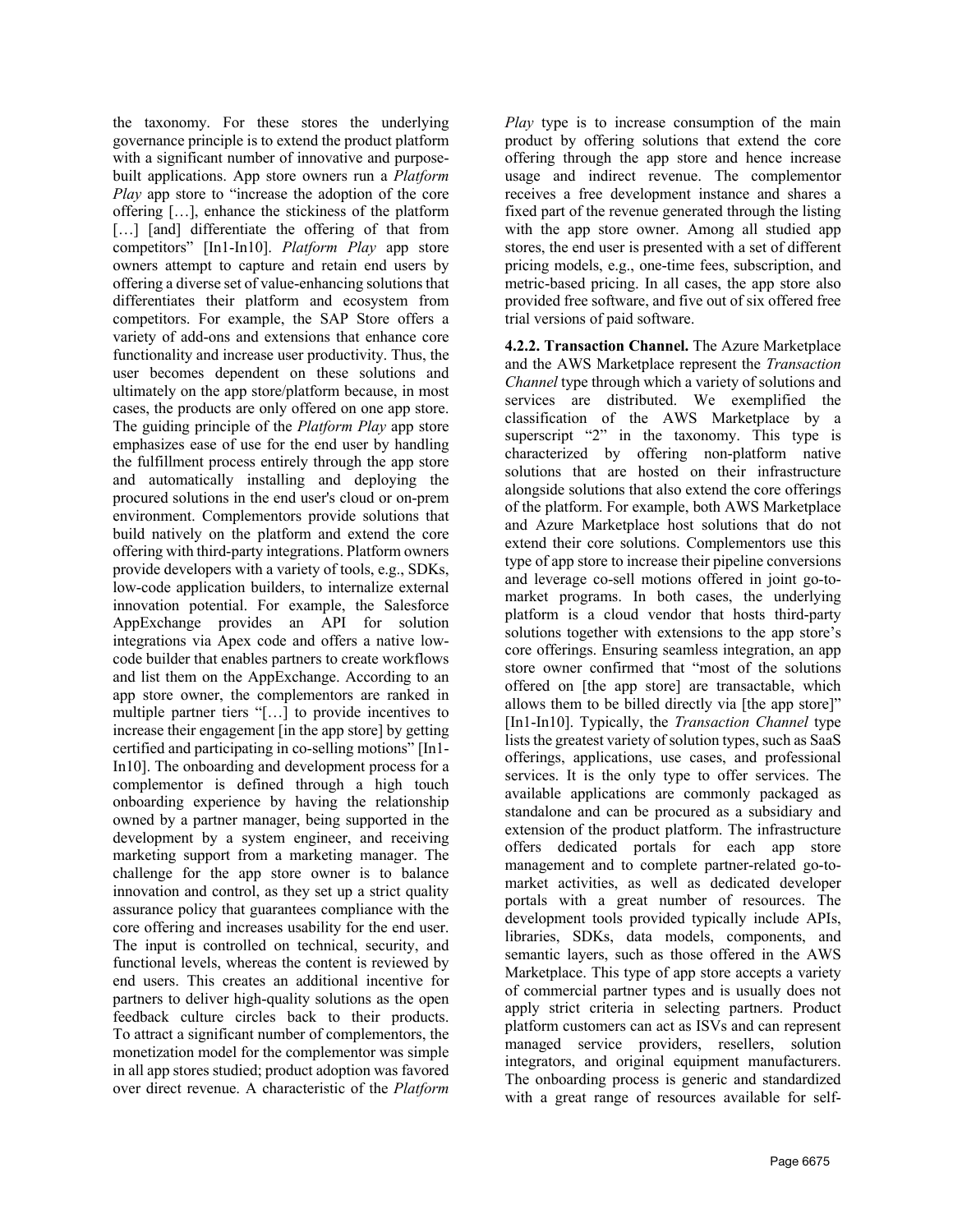the taxonomy. For these stores the underlying governance principle is to extend the product platform with a significant number of innovative and purpose-built applications. App store owners run a *Platform Play* app store to "increase the adoption of the core offering […], enhance the stickiness of the platform […] [and] differentiate the offering of that from competitors" [In1-In10]. *Platform Play* app store owners attempt to capture and retain end users by offering a diverse set of value-enhancing solutions that differentiates their platform and ecosystem from competitors. For example, the SAP Store offers a variety of add-ons and extensions that enhance core functionality and increase user productivity. Thus, the user becomes dependent on these solutions and ultimately on the app store/platform because, in most cases, the products are only offered on one app store. The guiding principle of the *Platform Play* app store emphasizes ease of use for the end user by handling the fulfillment process entirely through the app store and automatically installing and deploying the procured solutions in the end user's cloud or on-prem environment. Complementors provide solutions that build natively on the platform and extend the core offering with third-party integrations. Platform owners provide developers with a variety of tools, e.g., SDKs, low-code application builders, to internalize external innovation potential. For example, the Salesforce AppExchange provides an API for solution integrations via Apex code and offers a native low-code builder that enables partners to create workflows and list them on the AppExchange. According to an app store owner, the complementors are ranked in multiple partner tiers "[…] to provide incentives to increase their engagement [in the app store] by getting certified and participating in co-selling motions" [In1-In10]. The onboarding and development process for a complementor is defined through a high touch onboarding experience by having the relationship owned by a partner manager, being supported in the development by a system engineer, and receiving marketing support from a marketing manager. The challenge for the app store owner is to balance innovation and control, as they set up a strict quality assurance policy that guarantees compliance with the core offering and increases usability for the end user. The input is controlled on technical, security, and functional levels, whereas the content is reviewed by end users. This creates an additional incentive for partners to deliver high-quality solutions as the open feedback culture circles back to their products. To attract a significant number of complementors, the monetization model for the complementor was simple in all app stores studied; product adoption was favored over direct revenue. A characteristic of the *Platform Play* type is to increase consumption of the main product by offering solutions that extend the core offering through the app store and hence increase usage and indirect revenue. The complementor receives a free development instance and shares a fixed part of the revenue generated through the listing with the app store owner. Among all studied app stores, the end user is presented with a set of different pricing models, e.g., one-time fees, subscription, and metric-based pricing. In all cases, the app store also provided free software, and five out of six offered free trial versions of paid software.

**4.2.2. Transaction Channel.** The Azure Marketplace and the AWS Marketplace represent the *Transaction Channel* type through which a variety of solutions and services are distributed. We exemplified the classification of the AWS Marketplace by a superscript "2" in the taxonomy. This type is characterized by offering non-platform native solutions that are hosted on their infrastructure alongside solutions that also extend the core offerings of the platform. For example, both AWS Marketplace and Azure Marketplace host solutions that do not extend their core solutions. Complementors use this type of app store to increase their pipeline conversions and leverage co-sell motions offered in joint go-to-market programs. In both cases, the underlying platform is a cloud vendor that hosts third-party solutions together with extensions to the app store's core offerings. Ensuring seamless integration, an app store owner confirmed that "most of the solutions offered on [the app store] are transactable, which allows them to be billed directly via [the app store]" [In1-In10]. Typically, the *Transaction Channel* type lists the greatest variety of solution types, such as SaaS offerings, applications, use cases, and professional services. It is the only type to offer services. The available applications are commonly packaged as standalone and can be procured as a subsidiary and extension of the product platform. The infrastructure offers dedicated portals for each app store management and to complete partner-related go-to-market activities, as well as dedicated developer portals with a great number of resources. The development tools provided typically include APIs, libraries, SDKs, data models, components, and semantic layers, such as those offered in the AWS Marketplace. This type of app store accepts a variety of commercial partner types and is usually does not apply strict criteria in selecting partners. Product platform customers can act as ISVs and can represent managed service providers, resellers, solution integrators, and original equipment manufacturers. The onboarding process is generic and standardized with a great range of resources available for self-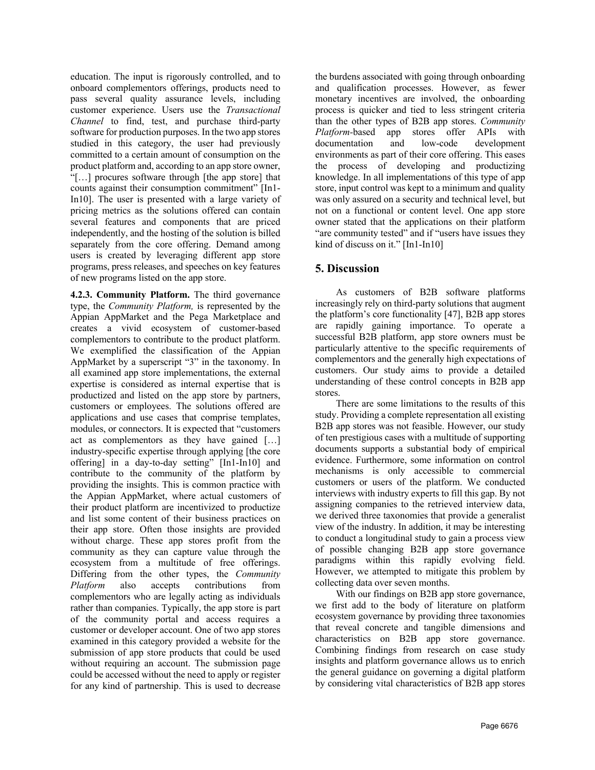education. The input is rigorously controlled, and to onboard complementors offerings, products need to pass several quality assurance levels, including customer experience. Users use the *Transactional Channel* to find, test, and purchase third-party software for production purposes. In the two app stores studied in this category, the user had previously committed to a certain amount of consumption on the product platform and, according to an app store owner, "[…] procures software through [the app store] that counts against their consumption commitment" [In1-In10]. The user is presented with a large variety of pricing metrics as the solutions offered can contain several features and components that are priced independently, and the hosting of the solution is billed separately from the core offering. Demand among users is created by leveraging different app store programs, press releases, and speeches on key features of new programs listed on the app store.

**4.2.3. Community Platform.** The third governance type, the *Community Platform,* is represented by the Appian AppMarket and the Pega Marketplace and creates a vivid ecosystem of customer-based complementors to contribute to the product platform. We exemplified the classification of the Appian AppMarket by a superscript "3" in the taxonomy. In all examined app store implementations, the external expertise is considered as internal expertise that is productized and listed on the app store by partners, customers or employees. The solutions offered are applications and use cases that comprise templates, modules, or connectors. It is expected that "customers act as complementors as they have gained […] industry-specific expertise through applying [the core offering] in a day-to-day setting" [In1-In10] and contribute to the community of the platform by providing the insights. This is common practice with the Appian AppMarket, where actual customers of their product platform are incentivized to productize and list some content of their business practices on their app store. Often those insights are provided without charge. These app stores profit from the community as they can capture value through the ecosystem from a multitude of free offerings. Differing from the other types, the *Community Platform* also accepts contributions from complementors who are legally acting as individuals rather than companies. Typically, the app store is part of the community portal and access requires a customer or developer account. One of two app stores examined in this category provided a website for the submission of app store products that could be used without requiring an account. The submission page could be accessed without the need to apply or register for any kind of partnership. This is used to decrease the burdens associated with going through onboarding and qualification processes. However, as fewer monetary incentives are involved, the onboarding process is quicker and tied to less stringent criteria than the other types of B2B app stores. *Community Platform*-based app stores offer APIs with documentation and low-code development environments as part of their core offering. This eases the process of developing and productizing knowledge. In all implementations of this type of app store, input control was kept to a minimum and quality was only assured on a security and technical level, but not on a functional or content level. One app store owner stated that the applications on their platform "are community tested" and if "users have issues they kind of discuss on it." [In1-In10]

## 5. Discussion

As customers of B2B software platforms increasingly rely on third-party solutions that augment the platform's core functionality [47], B2B app stores are rapidly gaining importance. To operate a successful B2B platform, app store owners must be particularly attentive to the specific requirements of complementors and the generally high expectations of customers. Our study aims to provide a detailed understanding of these control concepts in B2B app stores.

There are some limitations to the results of this study. Providing a complete representation all existing B2B app stores was not feasible. However, our study of ten prestigious cases with a multitude of supporting documents supports a substantial body of empirical evidence. Furthermore, some information on control mechanisms is only accessible to commercial customers or users of the platform. We conducted interviews with industry experts to fill this gap. By not assigning companies to the retrieved interview data, we derived three taxonomies that provide a generalist view of the industry. In addition, it may be interesting to conduct a longitudinal study to gain a process view of possible changing B2B app store governance paradigms within this rapidly evolving field. However, we attempted to mitigate this problem by collecting data over seven months.

With our findings on B2B app store governance, we first add to the body of literature on platform ecosystem governance by providing three taxonomies that reveal concrete and tangible dimensions and characteristics on B2B app store governance. Combining findings from research on case study insights and platform governance allows us to enrich the general guidance on governing a digital platform by considering vital characteristics of B2B app stores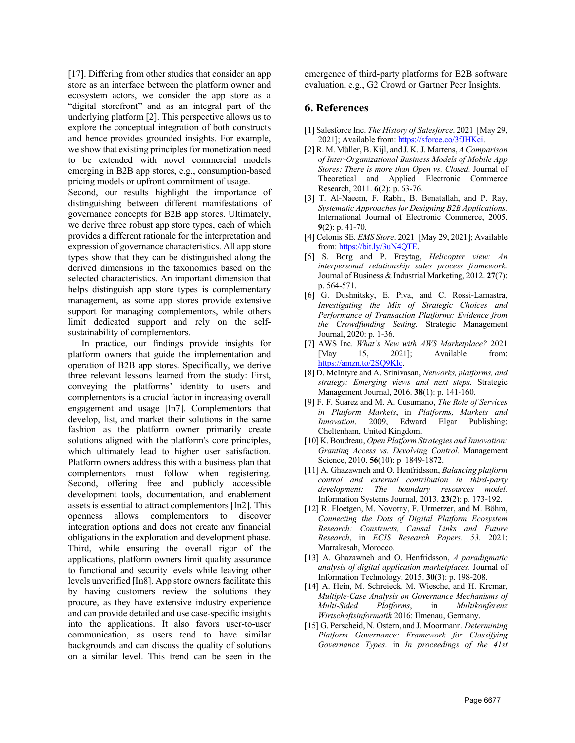[17]. Differing from other studies that consider an app store as an interface between the platform owner and ecosystem actors, we consider the app store as a "digital storefront" and as an integral part of the underlying platform [2]. This perspective allows us to explore the conceptual integration of both constructs and hence provides grounded insights. For example, we show that existing principles for monetization need to be extended with novel commercial models emerging in B2B app stores, e.g., consumption-based pricing models or upfront commitment of usage.

Second, our results highlight the importance of distinguishing between different manifestations of governance concepts for B2B app stores. Ultimately, we derive three robust app store types, each of which provides a different rationale for the interpretation and expression of governance characteristics. All app store types show that they can be distinguished along the derived dimensions in the taxonomies based on the selected characteristics. An important dimension that helps distinguish app store types is complementary management, as some app stores provide extensive support for managing complementors, while others limit dedicated support and rely on the self-sustainability of complementors.

In practice, our findings provide insights for platform owners that guide the implementation and operation of B2B app stores. Specifically, we derive three relevant lessons learned from the study: First, conveying the platforms' identity to users and complementors is a crucial factor in increasing overall engagement and usage [In7]. Complementors that develop, list, and market their solutions in the same fashion as the platform owner primarily create solutions aligned with the platform's core principles, which ultimately lead to higher user satisfaction. Platform owners address this with a business plan that complementors must follow when registering. Second, offering free and publicly accessible development tools, documentation, and enablement assets is essential to attract complementors [In2]. This openness allows complementors to discover integration options and does not create any financial obligations in the exploration and development phase. Third, while ensuring the overall rigor of the applications, platform owners limit quality assurance to functional and security levels while leaving other levels unverified [In8]. App store owners facilitate this by having customers review the solutions they procure, as they have extensive industry experience and can provide detailed and use case-specific insights into the applications. It also favors user-to-user communication, as users tend to have similar backgrounds and can discuss the quality of solutions on a similar level. This trend can be seen in the emergence of third-party platforms for B2B software evaluation, e.g., G2 Crowd or Gartner Peer Insights.

## 6. References

[1] Salesforce Inc. *The History of Salesforce*. 2021 [May 29, 2021]; Available from: https://sforce.co/3fJHKci.

[2] R. M. Müller, B. Kijl, and J. K. J. Martens, *A Comparison of Inter-Organizational Business Models of Mobile App Stores: There is more than Open vs. Closed.* Journal of Theoretical and Applied Electronic Commerce Research, 2011. **6**(2): p. 63-76.

[3] T. Al-Naeem, F. Rabhi, B. Benatallah, and P. Ray, *Systematic Approaches for Designing B2B Applications.* International Journal of Electronic Commerce, 2005. **9**(2): p. 41-70.

[4] Celonis SE. *EMS Store*. 2021 [May 29, 2021]; Available from: https://bit.ly/3uN4QTE.

[5] S. Borg and P. Freytag, *Helicopter view: An interpersonal relationship sales process framework.* Journal of Business & Industrial Marketing, 2012. **27**(7): p. 564-571.

[6] G. Dushnitsky, E. Piva, and C. Rossi-Lamastra, *Investigating the Mix of Strategic Choices and Performance of Transaction Platforms: Evidence from the Crowdfunding Setting.* Strategic Management Journal, 2020: p. 1-36.

[7] AWS Inc. *What's New with AWS Marketplace?* 2021 [May 15, 2021]; Available from: https://amzn.to/2SQ9Klo.

[8] D. McIntyre and A. Srinivasan, *Networks, platforms, and strategy: Emerging views and next steps.* Strategic Management Journal, 2016. **38**(1): p. 141-160.

[9] F. F. Suarez and M. A. Cusumano, *The Role of Services in Platform Markets*, in *Platforms, Markets and Innovation*. 2009, Edward Elgar Publishing: Cheltenham, United Kingdom.

[10] K. Boudreau, *Open Platform Strategies and Innovation: Granting Access vs. Devolving Control.* Management Science, 2010. **56**(10): p. 1849-1872.

[11] A. Ghazawneh and O. Henfridsson, *Balancing platform control and external contribution in third-party development: The boundary resources model.* Information Systems Journal, 2013. **23**(2): p. 173-192.

[12] R. Floetgen, M. Novotny, F. Urmetzer, and M. Böhm, *Connecting the Dots of Digital Platform Ecosystem Research: Constructs, Causal Links and Future Research*, in *ECIS Research Papers. 53.* 2021: Marrakesah, Morocco.

[13] A. Ghazawneh and O. Henfridsson, *A paradigmatic analysis of digital application marketplaces.* Journal of Information Technology, 2015. **30**(3): p. 198-208.

[14] A. Hein, M. Schreieck, M. Wiesche, and H. Krcmar, *Multiple-Case Analysis on Governance Mechanisms of Multi-Sided Platforms*, in *Multikonferenz Wirtschaftsinformatik* 2016: Ilmenau, Germany.

[15] G. Perscheid, N. Ostern, and J. Moormann. *Determining Platform Governance: Framework for Classifying Governance Types*. in *In proceedings of the 41st*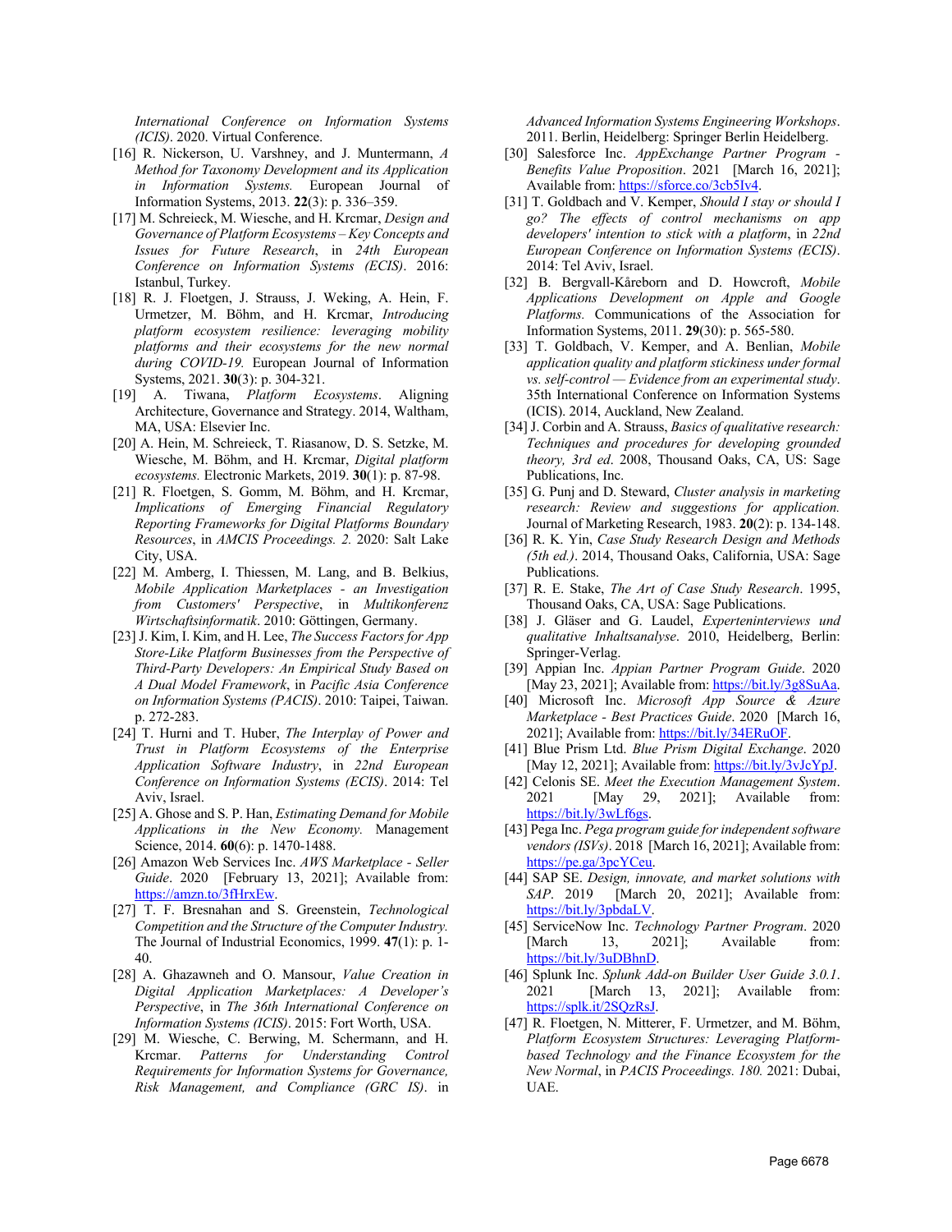*International Conference on Information Systems (ICIS)*. 2020. Virtual Conference.

[16] R. Nickerson, U. Varshney, and J. Muntermann, *A Method for Taxonomy Development and its Application in Information Systems.* European Journal of Information Systems, 2013. **22**(3): p. 336–359.

[17] M. Schreieck, M. Wiesche, and H. Krcmar, *Design and Governance of Platform Ecosystems – Key Concepts and Issues for Future Research*, in *24th European Conference on Information Systems (ECIS)*. 2016: Istanbul, Turkey.

[18] R. J. Floetgen, J. Strauss, J. Weking, A. Hein, F. Urmetzer, M. Böhm, and H. Krcmar, *Introducing platform ecosystem resilience: leveraging mobility platforms and their ecosystems for the new normal during COVID-19.* European Journal of Information Systems, 2021. **30**(3): p. 304-321.

[19] A. Tiwana, *Platform Ecosystems*. Aligning Architecture, Governance and Strategy. 2014, Waltham, MA, USA: Elsevier Inc.

[20] A. Hein, M. Schreieck, T. Riasanow, D. S. Setzke, M. Wiesche, M. Böhm, and H. Krcmar, *Digital platform ecosystems.* Electronic Markets, 2019. **30**(1): p. 87-98.

[21] R. Floetgen, S. Gomm, M. Böhm, and H. Krcmar, *Implications of Emerging Financial Regulatory Reporting Frameworks for Digital Platforms Boundary Resources*, in *AMCIS Proceedings. 2.* 2020: Salt Lake City, USA.

[22] M. Amberg, I. Thiessen, M. Lang, and B. Belkius, *Mobile Application Marketplaces - an Investigation from Customers' Perspective*, in *Multikonferenz Wirtschaftsinformatik*. 2010: Göttingen, Germany.

[23] J. Kim, I. Kim, and H. Lee, *The Success Factors for App Store-Like Platform Businesses from the Perspective of Third-Party Developers: An Empirical Study Based on A Dual Model Framework*, in *Pacific Asia Conference on Information Systems (PACIS)*. 2010: Taipei, Taiwan. p. 272-283.

[24] T. Hurni and T. Huber, *The Interplay of Power and Trust in Platform Ecosystems of the Enterprise Application Software Industry*, in *22nd European Conference on Information Systems (ECIS)*. 2014: Tel Aviv, Israel.

[25] A. Ghose and S. P. Han, *Estimating Demand for Mobile Applications in the New Economy.* Management Science, 2014. **60**(6): p. 1470-1488.

[26] Amazon Web Services Inc. *AWS Marketplace - Seller Guide*. 2020 [February 13, 2021]; Available from: https://amzn.to/3fHrxEw.

[27] T. F. Bresnahan and S. Greenstein, *Technological Competition and the Structure of the Computer Industry.* The Journal of Industrial Economics, 1999. **47**(1): p. 1-40.

[28] A. Ghazawneh and O. Mansour, *Value Creation in Digital Application Marketplaces: A Developer's Perspective*, in *The 36th International Conference on Information Systems (ICIS)*. 2015: Fort Worth, USA.

[29] M. Wiesche, C. Berwing, M. Schermann, and H. Krcmar. *Patterns for Understanding Control Requirements for Information Systems for Governance, Risk Management, and Compliance (GRC IS)*. in *Advanced Information Systems Engineering Workshops*. 2011. Berlin, Heidelberg: Springer Berlin Heidelberg.

[30] Salesforce Inc. *AppExchange Partner Program - Benefits Value Proposition*. 2021 [March 16, 2021]; Available from: https://sforce.co/3cb5Iv4.

[31] T. Goldbach and V. Kemper, *Should I stay or should I go? The effects of control mechanisms on app developers' intention to stick with a platform*, in *22nd European Conference on Information Systems (ECIS)*. 2014: Tel Aviv, Israel.

[32] B. Bergvall-Kåreborn and D. Howcroft, *Mobile Applications Development on Apple and Google Platforms.* Communications of the Association for Information Systems, 2011. **29**(30): p. 565-580.

[33] T. Goldbach, V. Kemper, and A. Benlian, *Mobile application quality and platform stickiness under formal vs. self-control — Evidence from an experimental study*. 35th International Conference on Information Systems (ICIS). 2014, Auckland, New Zealand.

[34] J. Corbin and A. Strauss, *Basics of qualitative research: Techniques and procedures for developing grounded theory, 3rd ed*. 2008, Thousand Oaks, CA, US: Sage Publications, Inc.

[35] G. Punj and D. Steward, *Cluster analysis in marketing research: Review and suggestions for application.* Journal of Marketing Research, 1983. **20**(2): p. 134-148.

[36] R. K. Yin, *Case Study Research Design and Methods (5th ed.)*. 2014, Thousand Oaks, California, USA: Sage Publications.

[37] R. E. Stake, *The Art of Case Study Research*. 1995, Thousand Oaks, CA, USA: Sage Publications.

[38] J. Gläser and G. Laudel, *Experteninterviews und qualitative Inhaltsanalyse*. 2010, Heidelberg, Berlin: Springer-Verlag.

[39] Appian Inc. *Appian Partner Program Guide*. 2020 [May 23, 2021]; Available from: https://bit.ly/3g8SuAa.

[40] Microsoft Inc. *Microsoft App Source & Azure Marketplace - Best Practices Guide*. 2020 [March 16, 2021]; Available from: https://bit.ly/34ERuOF.

[41] Blue Prism Ltd. *Blue Prism Digital Exchange*. 2020 [May 12, 2021]; Available from: https://bit.ly/3vJcYpJ.

[42] Celonis SE. *Meet the Execution Management System*. 2021 [May 29, 2021]; Available from: https://bit.ly/3wLf6gs.

[43] Pega Inc. *Pega program guide for independent software vendors (ISVs)*. 2018 [March 16, 2021]; Available from: https://pe.ga/3pcYCeu.

[44] SAP SE. *Design, innovate, and market solutions with SAP*. 2019 [March 20, 2021]; Available from: https://bit.ly/3pbdaLV.

[45] ServiceNow Inc. *Technology Partner Program*. 2020 [March 13, 2021]; Available from: https://bit.ly/3uDBhnD.

[46] Splunk Inc. *Splunk Add-on Builder User Guide 3.0.1*. 2021 [March 13, 2021]; Available from: https://splk.it/2SQzRsJ.

[47] R. Floetgen, N. Mitterer, F. Urmetzer, and M. Böhm, *Platform Ecosystem Structures: Leveraging Platform-based Technology and the Finance Ecosystem for the New Normal*, in *PACIS Proceedings. 180.* 2021: Dubai, UAE.